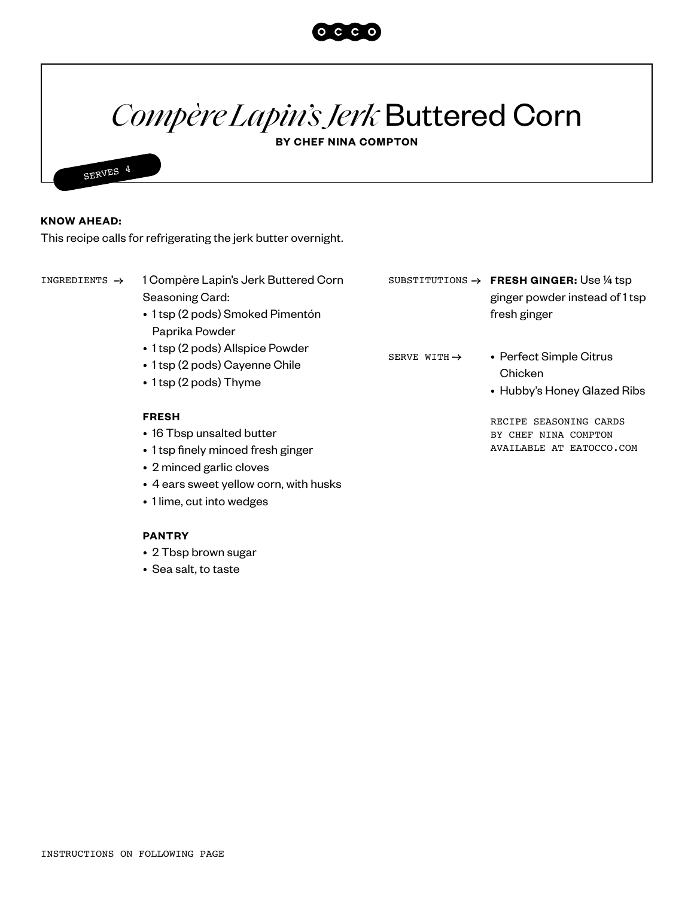# *Compère Lapin's Jerk* Buttered Corn

**BY CHEF NINA COMPTON**

SERVES 4

**KNOW AHEAD:**
This recipe calls for refrigerating the jerk butter overnight.

INGREDIENTS →

1 Compère Lapin's Jerk Buttered Corn Seasoning Card:

- 1 tsp (2 pods) Smoked Pimentón Paprika Powder
- 1 tsp (2 pods) Allspice Powder
- 1 tsp (2 pods) Cayenne Chile
- 1 tsp (2 pods) Thyme

**FRESH**

- 16 Tbsp unsalted butter
- 1 tsp finely minced fresh ginger
- 2 minced garlic cloves
- 4 ears sweet yellow corn, with husks
- 1 lime, cut into wedges

**PANTRY**

- 2 Tbsp brown sugar
- Sea salt, to taste

SUBSTITUTIONS → **FRESH GINGER:** Use ¼ tsp ginger powder instead of 1 tsp fresh ginger

SERVE WITH →

- Perfect Simple Citrus Chicken
- Hubby's Honey Glazed Ribs

RECIPE SEASONING CARDS BY CHEF NINA COMPTON AVAILABLE AT EATOCCO.COM

INSTRUCTIONS ON FOLLOWING PAGE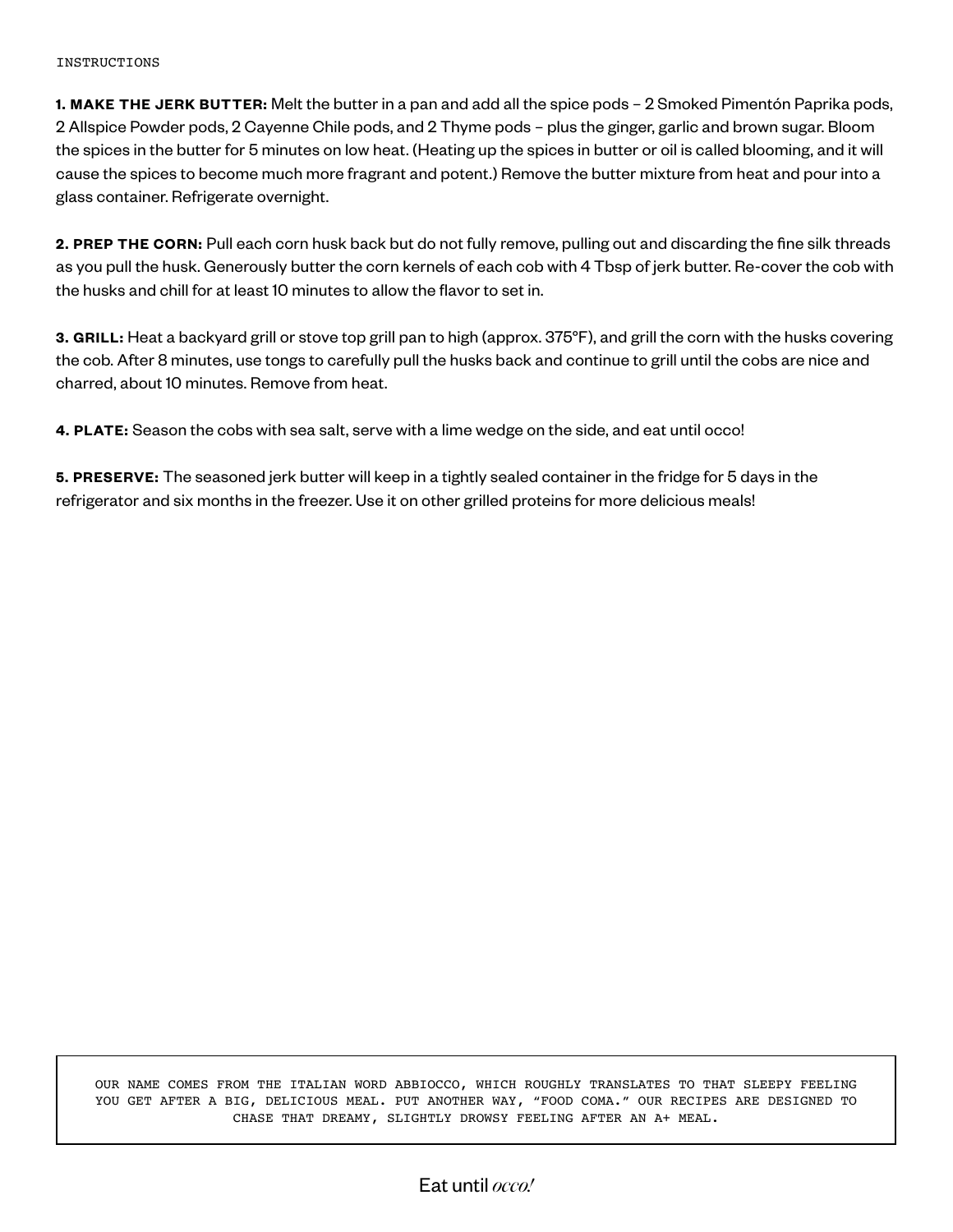INSTRUCTIONS

**1. MAKE THE JERK BUTTER:** Melt the butter in a pan and add all the spice pods – 2 Smoked Pimentón Paprika pods, 2 Allspice Powder pods, 2 Cayenne Chile pods, and 2 Thyme pods – plus the ginger, garlic and brown sugar. Bloom the spices in the butter for 5 minutes on low heat. (Heating up the spices in butter or oil is called blooming, and it will cause the spices to become much more fragrant and potent.) Remove the butter mixture from heat and pour into a glass container. Refrigerate overnight.

**2. PREP THE CORN:** Pull each corn husk back but do not fully remove, pulling out and discarding the fine silk threads as you pull the husk. Generously butter the corn kernels of each cob with 4 Tbsp of jerk butter. Re-cover the cob with the husks and chill for at least 10 minutes to allow the flavor to set in.

**3. GRILL:** Heat a backyard grill or stove top grill pan to high (approx. 375°F), and grill the corn with the husks covering the cob. After 8 minutes, use tongs to carefully pull the husks back and continue to grill until the cobs are nice and charred, about 10 minutes. Remove from heat.

**4. PLATE:** Season the cobs with sea salt, serve with a lime wedge on the side, and eat until occo!

**5. PRESERVE:** The seasoned jerk butter will keep in a tightly sealed container in the fridge for 5 days in the refrigerator and six months in the freezer. Use it on other grilled proteins for more delicious meals!

OUR NAME COMES FROM THE ITALIAN WORD ABBIOCCO, WHICH ROUGHLY TRANSLATES TO THAT SLEEPY FEELING YOU GET AFTER A BIG, DELICIOUS MEAL. PUT ANOTHER WAY, "FOOD COMA." OUR RECIPES ARE DESIGNED TO CHASE THAT DREAMY, SLIGHTLY DROWSY FEELING AFTER AN A+ MEAL.

Eat until *occo!*